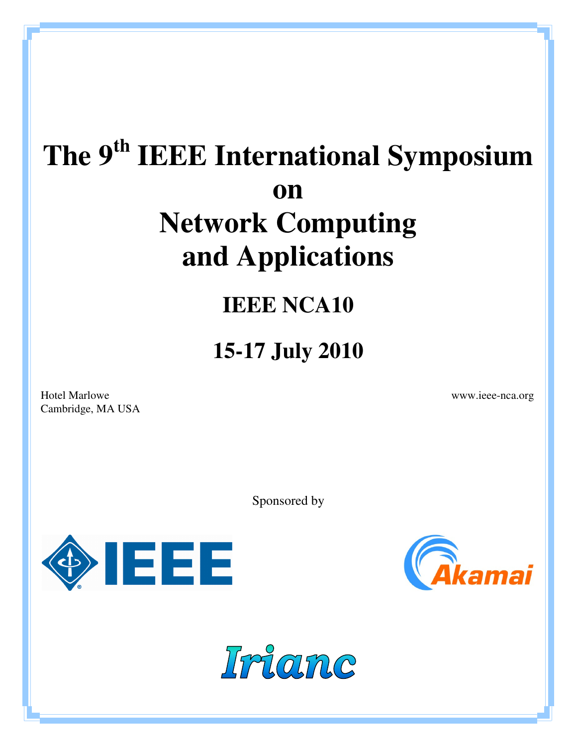# The 9th IEEE International Symposium on Network Computing and Applications

## IEEE NCA10

## 15-17 July 2010

Hotel Marlowe
Cambridge, MA USA

www.ieee-nca.org

Sponsored by

IEEE

Akamai

Irianc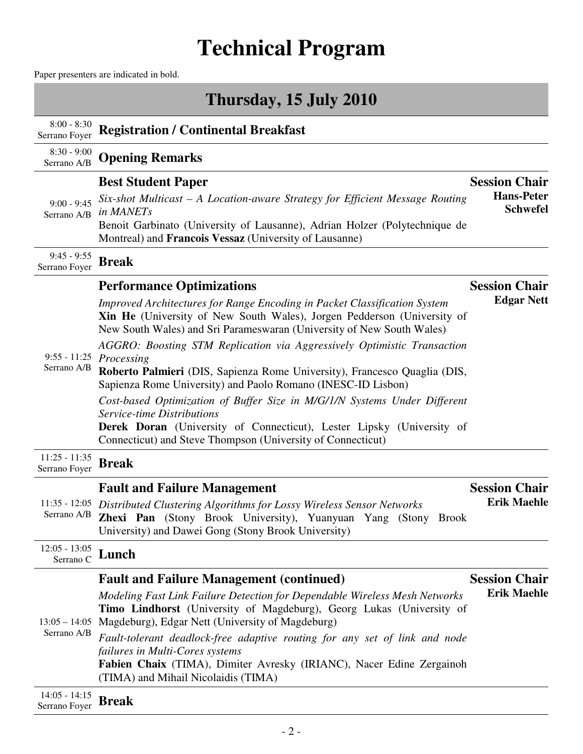# Technical Program

Paper presenters are indicated in bold.

## Thursday, 15 July 2010

| Time / Room | Session | Session Chair |
|---|---|---|
| 8:00 - 8:30<br>Serrano Foyer | **Registration / Continental Breakfast** | |
| 8:30 - 9:00<br>Serrano A/B | **Opening Remarks** | |
| 9:00 - 9:45<br>Serrano A/B | **Best Student Paper**<br>*Six-shot Multicast – A Location-aware Strategy for Efficient Message Routing in MANETs*<br>Benoit Garbinato (University of Lausanne), Adrian Holzer (Polytechnique de Montreal) and **Francois Vessaz** (University of Lausanne) | **Session Chair**<br>**Hans-Peter Schwefel** |
| 9:45 - 9:55<br>Serrano Foyer | **Break** | |
| 9:55 - 11:25<br>Serrano A/B | **Performance Optimizations**<br>*Improved Architectures for Range Encoding in Packet Classification System*<br>**Xin He** (University of New South Wales), Jorgen Pedderson (University of New South Wales) and Sri Parameswaran (University of New South Wales)<br>*AGGRO: Boosting STM Replication via Aggressively Optimistic Transaction Processing*<br>**Roberto Palmieri** (DIS, Sapienza Rome University), Francesco Quaglia (DIS, Sapienza Rome University) and Paolo Romano (INESC-ID Lisbon)<br>*Cost-based Optimization of Buffer Size in M/G/1/N Systems Under Different Service-time Distributions*<br>**Derek Doran** (University of Connecticut), Lester Lipsky (University of Connecticut) and Steve Thompson (University of Connecticut) | **Session Chair**<br>**Edgar Nett** |
| 11:25 - 11:35<br>Serrano Foyer | **Break** | |
| 11:35 - 12:05<br>Serrano A/B | **Fault and Failure Management**<br>*Distributed Clustering Algorithms for Lossy Wireless Sensor Networks*<br>**Zhexi Pan** (Stony Brook University), Yuanyuan Yang (Stony Brook University) and Dawei Gong (Stony Brook University) | **Session Chair**<br>**Erik Maehle** |
| 12:05 - 13:05<br>Serrano C | **Lunch** | |
| 13:05 – 14:05<br>Serrano A/B | **Fault and Failure Management (continued)**<br>*Modeling Fast Link Failure Detection for Dependable Wireless Mesh Networks*<br>**Timo Lindhorst** (University of Magdeburg), Georg Lukas (University of Magdeburg), Edgar Nett (University of Magdeburg)<br>*Fault-tolerant deadlock-free adaptive routing for any set of link and node failures in Multi-Cores systems*<br>**Fabien Chaix** (TIMA), Dimiter Avresky (IRIANC), Nacer Edine Zergainoh (TIMA) and Mihail Nicolaidis (TIMA) | **Session Chair**<br>**Erik Maehle** |
| 14:05 - 14:15<br>Serrano Foyer | **Break** | |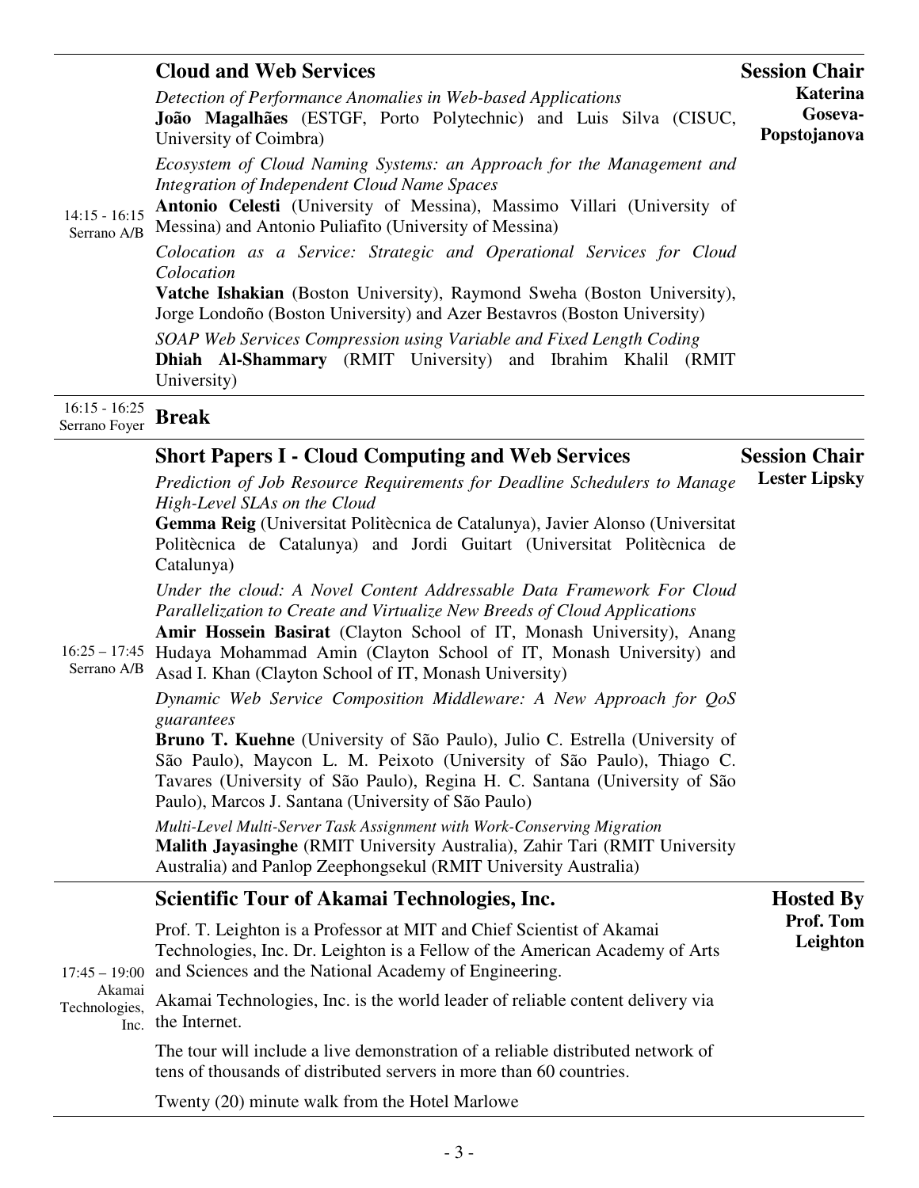| | | |
|---|---|---|
| 14:15 - 16:15 Serrano A/B | **Cloud and Web Services**<br>*Detection of Performance Anomalies in Web-based Applications*<br>**João Magalhães** (ESTGF, Porto Polytechnic) and Luis Silva (CISUC, University of Coimbra)<br>*Ecosystem of Cloud Naming Systems: an Approach for the Management and Integration of Independent Cloud Name Spaces*<br>**Antonio Celesti** (University of Messina), Massimo Villari (University of Messina) and Antonio Puliafito (University of Messina)<br>*Colocation as a Service: Strategic and Operational Services for Cloud Colocation*<br>**Vatche Ishakian** (Boston University), Raymond Sweha (Boston University), Jorge Londoño (Boston University) and Azer Bestavros (Boston University)<br>*SOAP Web Services Compression using Variable and Fixed Length Coding*<br>**Dhiah Al-Shammary** (RMIT University) and Ibrahim Khalil (RMIT University) | **Session Chair**<br>**Katerina Goseva-Popstojanova** |
| 16:15 - 16:25 Serrano Foyer | **Break** | |
| 16:25 – 17:45 Serrano A/B | **Short Papers I - Cloud Computing and Web Services**<br>*Prediction of Job Resource Requirements for Deadline Schedulers to Manage High-Level SLAs on the Cloud*<br>**Gemma Reig** (Universitat Politècnica de Catalunya), Javier Alonso (Universitat Politècnica de Catalunya) and Jordi Guitart (Universitat Politècnica de Catalunya)<br>*Under the cloud: A Novel Content Addressable Data Framework For Cloud Parallelization to Create and Virtualize New Breeds of Cloud Applications*<br>**Amir Hossein Basirat** (Clayton School of IT, Monash University), Anang Hudaya Mohammad Amin (Clayton School of IT, Monash University) and Asad I. Khan (Clayton School of IT, Monash University)<br>*Dynamic Web Service Composition Middleware: A New Approach for QoS guarantees*<br>**Bruno T. Kuehne** (University of São Paulo), Julio C. Estrella (University of São Paulo), Maycon L. M. Peixoto (University of São Paulo), Thiago C. Tavares (University of São Paulo), Regina H. C. Santana (University of São Paulo), Marcos J. Santana (University of São Paulo)<br>*Multi-Level Multi-Server Task Assignment with Work-Conserving Migration*<br>**Malith Jayasinghe** (RMIT University Australia), Zahir Tari (RMIT University Australia) and Panlop Zeephongsekul (RMIT University Australia) | **Session Chair**<br>**Lester Lipsky** |
| 17:45 – 19:00 Akamai Technologies, Inc. | **Scientific Tour of Akamai Technologies, Inc.**<br>Prof. T. Leighton is a Professor at MIT and Chief Scientist of Akamai Technologies, Inc. Dr. Leighton is a Fellow of the American Academy of Arts and Sciences and the National Academy of Engineering.<br>Akamai Technologies, Inc. is the world leader of reliable content delivery via the Internet.<br>The tour will include a live demonstration of a reliable distributed network of tens of thousands of distributed servers in more than 60 countries.<br>Twenty (20) minute walk from the Hotel Marlowe | **Hosted By**<br>**Prof. Tom Leighton** |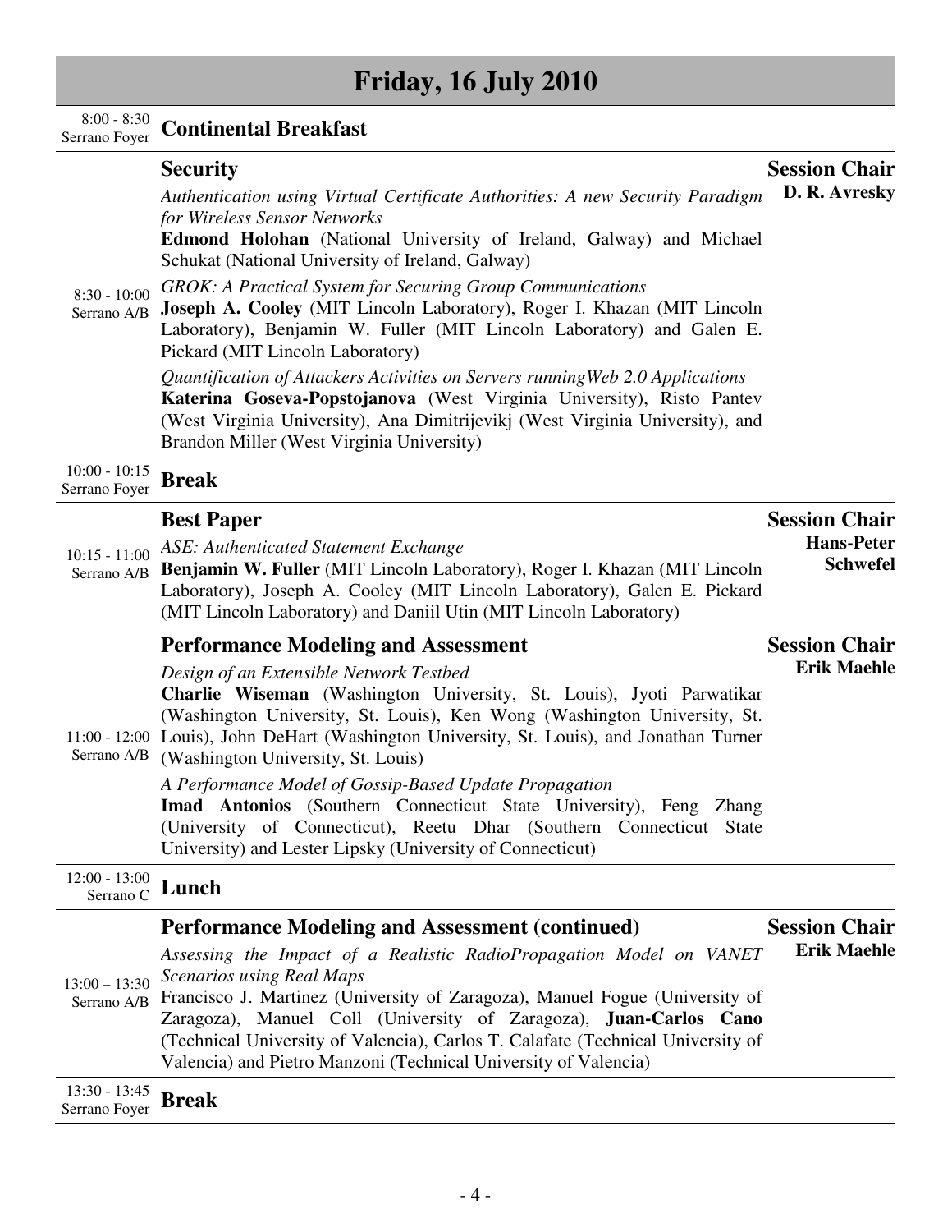# Friday, 16 July 2010

**8:00 - 8:30**
Serrano Foyer
**Continental Breakfast**

---

**8:30 - 10:00**
Serrano A/B

## Security

**Session Chair**
**D. R. Avresky**

*Authentication using Virtual Certificate Authorities: A new Security Paradigm for Wireless Sensor Networks*
**Edmond Holohan** (National University of Ireland, Galway) and Michael Schukat (National University of Ireland, Galway)

*GROK: A Practical System for Securing Group Communications*
**Joseph A. Cooley** (MIT Lincoln Laboratory), Roger I. Khazan (MIT Lincoln Laboratory), Benjamin W. Fuller (MIT Lincoln Laboratory) and Galen E. Pickard (MIT Lincoln Laboratory)

*Quantification of Attackers Activities on Servers runningWeb 2.0 Applications*
**Katerina Goseva-Popstojanova** (West Virginia University), Risto Pantev (West Virginia University), Ana Dimitrijevikj (West Virginia University), and Brandon Miller (West Virginia University)

---

**10:00 - 10:15**
Serrano Foyer
**Break**

---

**10:15 - 11:00**
Serrano A/B

## Best Paper

**Session Chair**
**Hans-Peter Schwefel**

*ASE: Authenticated Statement Exchange*
**Benjamin W. Fuller** (MIT Lincoln Laboratory), Roger I. Khazan (MIT Lincoln Laboratory), Joseph A. Cooley (MIT Lincoln Laboratory), Galen E. Pickard (MIT Lincoln Laboratory) and Daniil Utin (MIT Lincoln Laboratory)

---

**11:00 - 12:00**
Serrano A/B

## Performance Modeling and Assessment

**Session Chair**
**Erik Maehle**

*Design of an Extensible Network Testbed*
**Charlie Wiseman** (Washington University, St. Louis), Jyoti Parwatikar (Washington University, St. Louis), Ken Wong (Washington University, St. Louis), John DeHart (Washington University, St. Louis), and Jonathan Turner (Washington University, St. Louis)

*A Performance Model of Gossip-Based Update Propagation*
**Imad Antonios** (Southern Connecticut State University), Feng Zhang (University of Connecticut), Reetu Dhar (Southern Connecticut State University) and Lester Lipsky (University of Connecticut)

---

**12:00 - 13:00**
Serrano C
**Lunch**

---

**13:00 – 13:30**
Serrano A/B

## Performance Modeling and Assessment (continued)

**Session Chair**
**Erik Maehle**

*Assessing the Impact of a Realistic RadioPropagation Model on VANET Scenarios using Real Maps*
Francisco J. Martinez (University of Zaragoza), Manuel Fogue (University of Zaragoza), Manuel Coll (University of Zaragoza), **Juan-Carlos Cano** (Technical University of Valencia), Carlos T. Calafate (Technical University of Valencia) and Pietro Manzoni (Technical University of Valencia)

---

**13:30 - 13:45**
Serrano Foyer
**Break**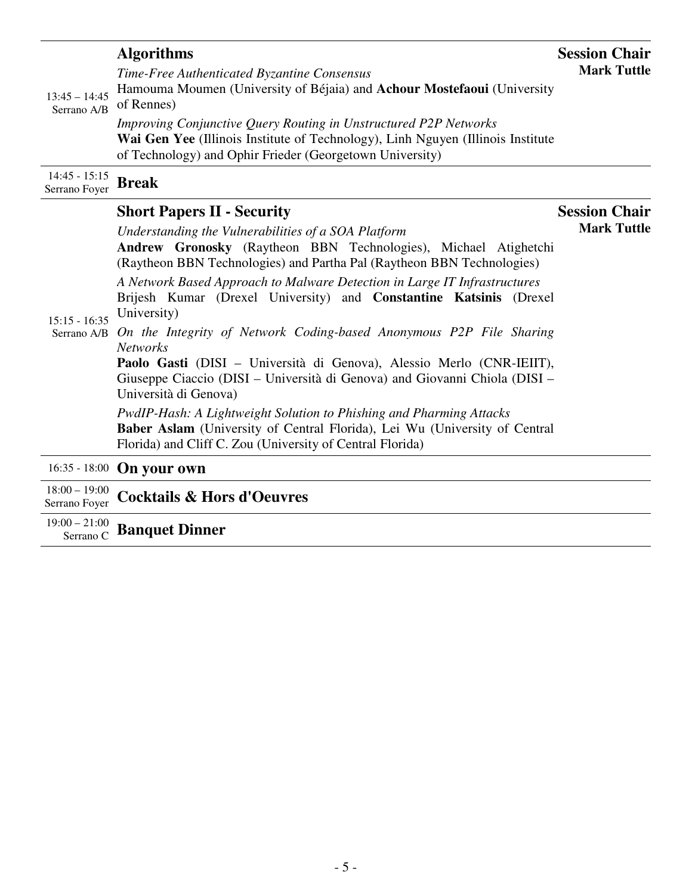**13:45 – 14:45**
Serrano A/B

### Algorithms

**Session Chair**
**Mark Tuttle**

*Time-Free Authenticated Byzantine Consensus*
Hamouma Moumen (University of Béjaia) and **Achour Mostefaoui** (University of Rennes)

*Improving Conjunctive Query Routing in Unstructured P2P Networks*
**Wai Gen Yee** (Illinois Institute of Technology), Linh Nguyen (Illinois Institute of Technology) and Ophir Frieder (Georgetown University)

---

**14:45 - 15:15**
Serrano Foyer

### Break

---

**15:15 - 16:35**
Serrano A/B

### Short Papers II - Security

**Session Chair**
**Mark Tuttle**

*Understanding the Vulnerabilities of a SOA Platform*
**Andrew Gronosky** (Raytheon BBN Technologies), Michael Atighetchi (Raytheon BBN Technologies) and Partha Pal (Raytheon BBN Technologies)

*A Network Based Approach to Malware Detection in Large IT Infrastructures*
Brijesh Kumar (Drexel University) and **Constantine Katsinis** (Drexel University)

*On the Integrity of Network Coding-based Anonymous P2P File Sharing Networks*
**Paolo Gasti** (DISI – Università di Genova), Alessio Merlo (CNR-IEIIT), Giuseppe Ciaccio (DISI – Università di Genova) and Giovanni Chiola (DISI – Università di Genova)

*PwdIP-Hash: A Lightweight Solution to Phishing and Pharming Attacks*
**Baber Aslam** (University of Central Florida), Lei Wu (University of Central Florida) and Cliff C. Zou (University of Central Florida)

---

**16:35 - 18:00**

### On your own

---

**18:00 – 19:00**
Serrano Foyer

### Cocktails & Hors d'Oeuvres

---

**19:00 – 21:00**
Serrano C

### Banquet Dinner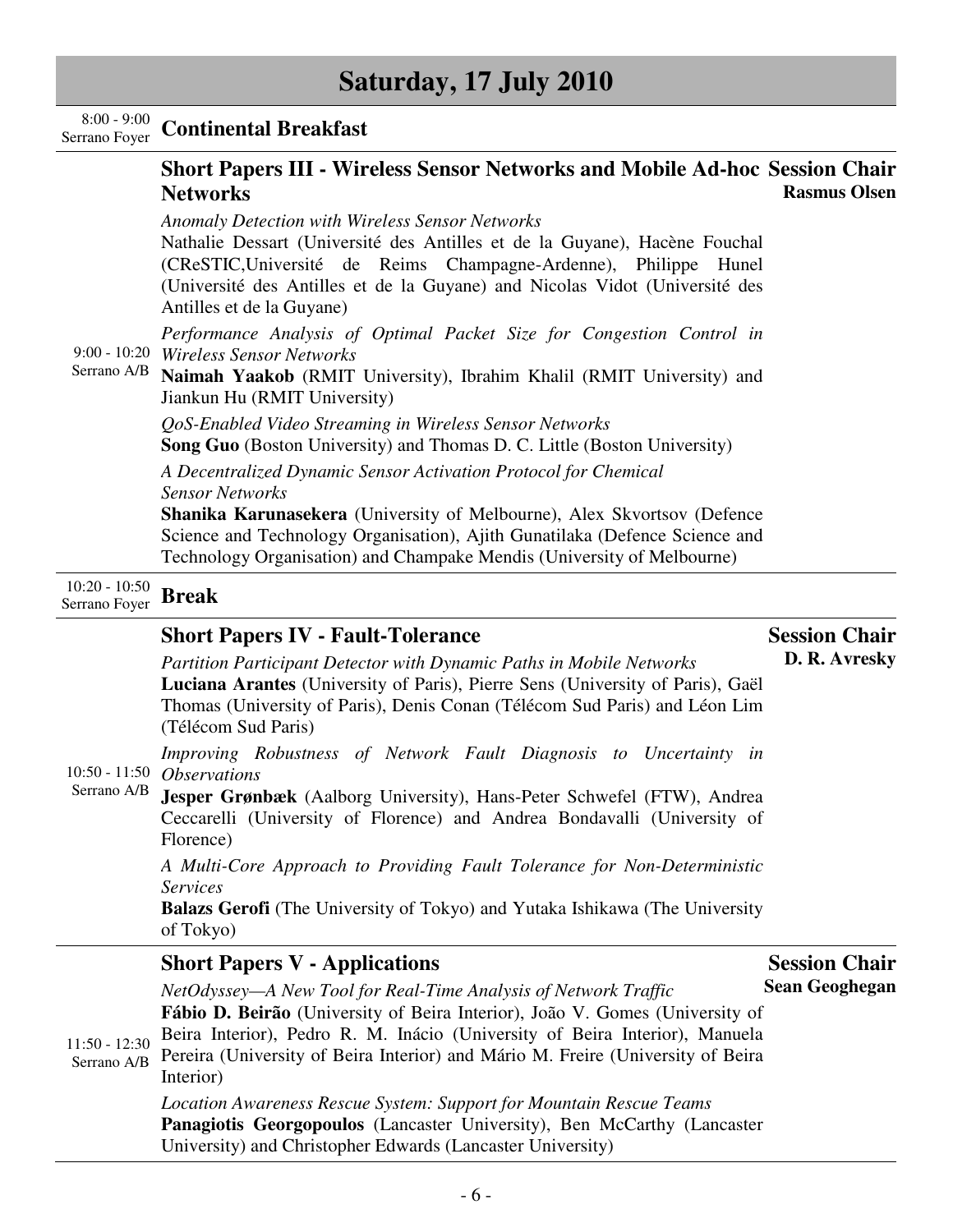# Saturday, 17 July 2010

8:00 - 9:00
Serrano Foyer

**Continental Breakfast**

9:00 - 10:20
Serrano A/B

## Short Papers III - Wireless Sensor Networks and Mobile Ad-hoc Networks

**Session Chair**
**Rasmus Olsen**

*Anomaly Detection with Wireless Sensor Networks*
Nathalie Dessart (Université des Antilles et de la Guyane), Hacène Fouchal (CReSTIC,Université de Reims Champagne-Ardenne), Philippe Hunel (Université des Antilles et de la Guyane) and Nicolas Vidot (Université des Antilles et de la Guyane)

*Performance Analysis of Optimal Packet Size for Congestion Control in Wireless Sensor Networks*
**Naimah Yaakob** (RMIT University), Ibrahim Khalil (RMIT University) and Jiankun Hu (RMIT University)

*QoS-Enabled Video Streaming in Wireless Sensor Networks*
**Song Guo** (Boston University) and Thomas D. C. Little (Boston University)

*A Decentralized Dynamic Sensor Activation Protocol for Chemical Sensor Networks*
**Shanika Karunasekera** (University of Melbourne), Alex Skvortsov (Defence Science and Technology Organisation), Ajith Gunatilaka (Defence Science and Technology Organisation) and Champake Mendis (University of Melbourne)

10:20 - 10:50
Serrano Foyer

**Break**

10:50 - 11:50
Serrano A/B

## Short Papers IV - Fault-Tolerance

**Session Chair**
**D. R. Avresky**

*Partition Participant Detector with Dynamic Paths in Mobile Networks*
**Luciana Arantes** (University of Paris), Pierre Sens (University of Paris), Gaël Thomas (University of Paris), Denis Conan (Télécom Sud Paris) and Léon Lim (Télécom Sud Paris)

*Improving Robustness of Network Fault Diagnosis to Uncertainty in Observations*
**Jesper Grønbæk** (Aalborg University), Hans-Peter Schwefel (FTW), Andrea Ceccarelli (University of Florence) and Andrea Bondavalli (University of Florence)

*A Multi-Core Approach to Providing Fault Tolerance for Non-Deterministic Services*
**Balazs Gerofi** (The University of Tokyo) and Yutaka Ishikawa (The University of Tokyo)

11:50 - 12:30
Serrano A/B

## Short Papers V - Applications

**Session Chair**
**Sean Geoghegan**

*NetOdyssey—A New Tool for Real-Time Analysis of Network Traffic*
**Fábio D. Beirão** (University of Beira Interior), João V. Gomes (University of Beira Interior), Pedro R. M. Inácio (University of Beira Interior), Manuela Pereira (University of Beira Interior) and Mário M. Freire (University of Beira Interior)

*Location Awareness Rescue System: Support for Mountain Rescue Teams*
**Panagiotis Georgopoulos** (Lancaster University), Ben McCarthy (Lancaster University) and Christopher Edwards (Lancaster University)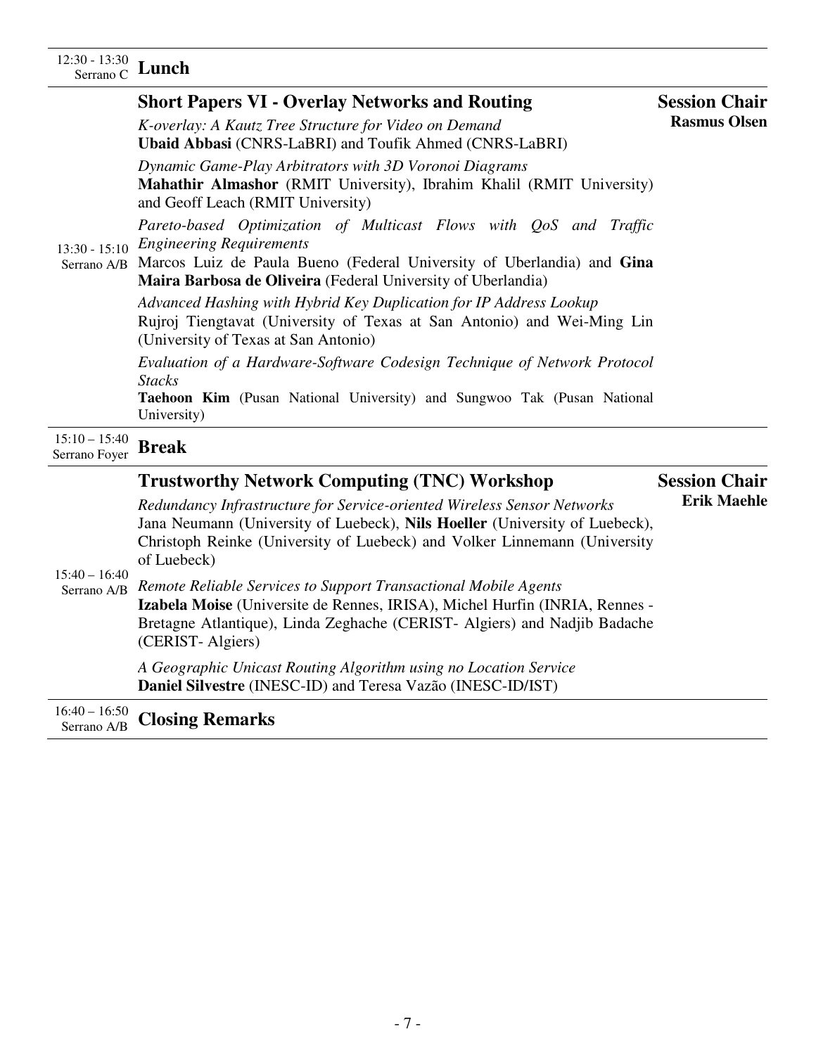12:30 - 13:30
Serrano C

## Lunch

13:30 - 15:10
Serrano A/B

## Short Papers VI - Overlay Networks and Routing

**Session Chair**
**Rasmus Olsen**

*K-overlay: A Kautz Tree Structure for Video on Demand*
**Ubaid Abbasi** (CNRS-LaBRI) and Toufik Ahmed (CNRS-LaBRI)

*Dynamic Game-Play Arbitrators with 3D Voronoi Diagrams*
**Mahathir Almashor** (RMIT University), Ibrahim Khalil (RMIT University) and Geoff Leach (RMIT University)

*Pareto-based Optimization of Multicast Flows with QoS and Traffic Engineering Requirements*
Marcos Luiz de Paula Bueno (Federal University of Uberlandia) and **Gina Maira Barbosa de Oliveira** (Federal University of Uberlandia)

*Advanced Hashing with Hybrid Key Duplication for IP Address Lookup*
Rujroj Tiengtavat (University of Texas at San Antonio) and Wei-Ming Lin (University of Texas at San Antonio)

*Evaluation of a Hardware-Software Codesign Technique of Network Protocol Stacks*
**Taehoon Kim** (Pusan National University) and Sungwoo Tak (Pusan National University)

15:10 – 15:40
Serrano Foyer

## Break

15:40 – 16:40
Serrano A/B

## Trustworthy Network Computing (TNC) Workshop

**Session Chair**
**Erik Maehle**

*Redundancy Infrastructure for Service-oriented Wireless Sensor Networks*
Jana Neumann (University of Luebeck), **Nils Hoeller** (University of Luebeck), Christoph Reinke (University of Luebeck) and Volker Linnemann (University of Luebeck)

*Remote Reliable Services to Support Transactional Mobile Agents*
**Izabela Moise** (Universite de Rennes, IRISA), Michel Hurfin (INRIA, Rennes - Bretagne Atlantique), Linda Zeghache (CERIST- Algiers) and Nadjib Badache (CERIST- Algiers)

*A Geographic Unicast Routing Algorithm using no Location Service*
**Daniel Silvestre** (INESC-ID) and Teresa Vazão (INESC-ID/IST)

16:40 – 16:50
Serrano A/B

## Closing Remarks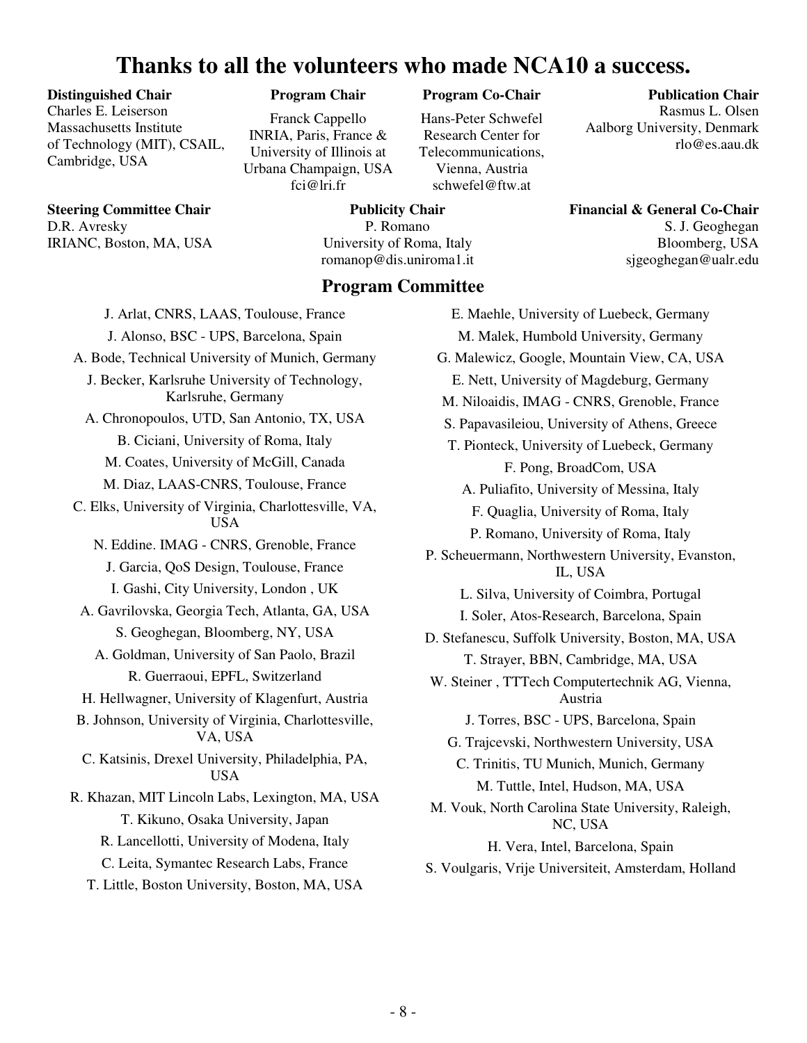# Thanks to all the volunteers who made NCA10 a success.

**Distinguished Chair**
Charles E. Leiserson
Massachusetts Institute of Technology (MIT), CSAIL, Cambridge, USA

**Program Chair**
Franck Cappello
INRIA, Paris, France & University of Illinois at Urbana Champaign, USA
fci@lri.fr

**Program Co-Chair**
Hans-Peter Schwefel
Research Center for Telecommunications, Vienna, Austria
schwefel@ftw.at

**Publication Chair**
Rasmus L. Olsen
Aalborg University, Denmark
rlo@es.aau.dk

**Steering Committee Chair**
D.R. Avresky
IRIANC, Boston, MA, USA

**Publicity Chair**
P. Romano
University of Roma, Italy
romanop@dis.uniroma1.it

**Financial & General Co-Chair**
S. J. Geoghegan
Bloomberg, USA
sjgeoghegan@ualr.edu

## Program Committee

J. Arlat, CNRS, LAAS, Toulouse, France
J. Alonso, BSC - UPS, Barcelona, Spain
A. Bode, Technical University of Munich, Germany
J. Becker, Karlsruhe University of Technology, Karlsruhe, Germany
A. Chronopoulos, UTD, San Antonio, TX, USA
B. Ciciani, University of Roma, Italy
M. Coates, University of McGill, Canada
M. Diaz, LAAS-CNRS, Toulouse, France
C. Elks, University of Virginia, Charlottesville, VA, USA
N. Eddine. IMAG - CNRS, Grenoble, France
J. Garcia, QoS Design, Toulouse, France
I. Gashi, City University, London , UK
A. Gavrilovska, Georgia Tech, Atlanta, GA, USA
S. Geoghegan, Bloomberg, NY, USA
A. Goldman, University of San Paolo, Brazil
R. Guerraoui, EPFL, Switzerland
H. Hellwagner, University of Klagenfurt, Austria
B. Johnson, University of Virginia, Charlottesville, VA, USA
C. Katsinis, Drexel University, Philadelphia, PA, USA
R. Khazan, MIT Lincoln Labs, Lexington, MA, USA
T. Kikuno, Osaka University, Japan
R. Lancellotti, University of Modena, Italy
C. Leita, Symantec Research Labs, France
T. Little, Boston University, Boston, MA, USA
E. Maehle, University of Luebeck, Germany
M. Malek, Humbold University, Germany
G. Malewicz, Google, Mountain View, CA, USA
E. Nett, University of Magdeburg, Germany
M. Niloaidis, IMAG - CNRS, Grenoble, France
S. Papavasileiou, University of Athens, Greece
T. Pionteck, University of Luebeck, Germany
F. Pong, BroadCom, USA
A. Puliafito, University of Messina, Italy
F. Quaglia, University of Roma, Italy
P. Romano, University of Roma, Italy
P. Scheuermann, Northwestern University, Evanston, IL, USA
L. Silva, University of Coimbra, Portugal
I. Soler, Atos-Research, Barcelona, Spain
D. Stefanescu, Suffolk University, Boston, MA, USA
T. Strayer, BBN, Cambridge, MA, USA
W. Steiner , TTTech Computertechnik AG, Vienna, Austria
J. Torres, BSC - UPS, Barcelona, Spain
G. Trajcevski, Northwestern University, USA
C. Trinitis, TU Munich, Munich, Germany
M. Tuttle, Intel, Hudson, MA, USA
M. Vouk, North Carolina State University, Raleigh, NC, USA
H. Vera, Intel, Barcelona, Spain
S. Voulgaris, Vrije Universiteit, Amsterdam, Holland